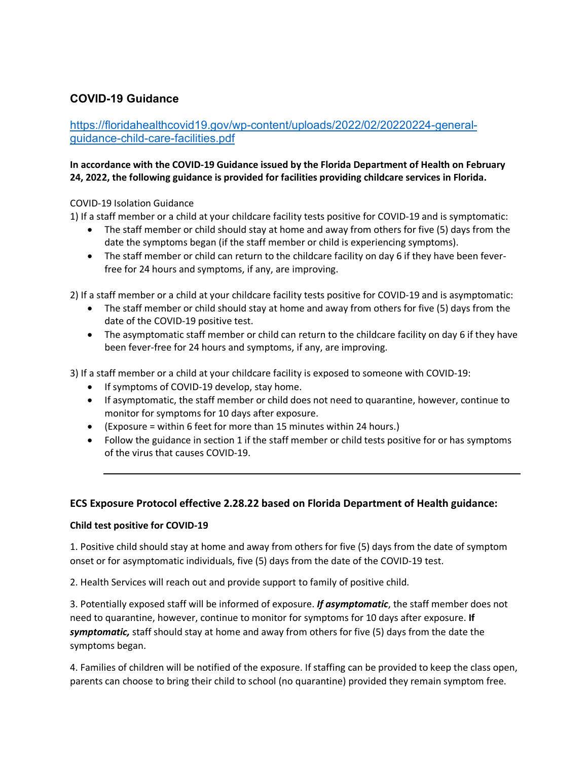## COVID-19 Guidance

https://floridahealthcovid19.gov/wp-content/uploads/2022/02/20220224-general-guidance-child-care-facilities.pdf

**In accordance with the COVID-19 Guidance issued by the Florida Department of Health on February 24, 2022, the following guidance is provided for facilities providing childcare services in Florida.**

COVID-19 Isolation Guidance

1) If a staff member or a child at your childcare facility tests positive for COVID-19 and is symptomatic:
   - The staff member or child should stay at home and away from others for five (5) days from the date the symptoms began (if the staff member or child is experiencing symptoms).
   - The staff member or child can return to the childcare facility on day 6 if they have been fever-free for 24 hours and symptoms, if any, are improving.

2) If a staff member or a child at your childcare facility tests positive for COVID-19 and is asymptomatic:
   - The staff member or child should stay at home and away from others for five (5) days from the date of the COVID-19 positive test.
   - The asymptomatic staff member or child can return to the childcare facility on day 6 if they have been fever-free for 24 hours and symptoms, if any, are improving.

3) If a staff member or a child at your childcare facility is exposed to someone with COVID-19:
   - If symptoms of COVID-19 develop, stay home.
   - If asymptomatic, the staff member or child does not need to quarantine, however, continue to monitor for symptoms for 10 days after exposure.
   - (Exposure = within 6 feet for more than 15 minutes within 24 hours.)
   - Follow the guidance in section 1 if the staff member or child tests positive for or has symptoms of the virus that causes COVID-19.

---

### ECS Exposure Protocol effective 2.28.22 based on Florida Department of Health guidance:

**Child test positive for COVID-19**

1. Positive child should stay at home and away from others for five (5) days from the date of symptom onset or for asymptomatic individuals, five (5) days from the date of the COVID-19 test.

2. Health Services will reach out and provide support to family of positive child.

3. Potentially exposed staff will be informed of exposure. ***If asymptomatic***, the staff member does not need to quarantine, however, continue to monitor for symptoms for 10 days after exposure. **If *symptomatic,*** staff should stay at home and away from others for five (5) days from the date the symptoms began.

4. Families of children will be notified of the exposure. If staffing can be provided to keep the class open, parents can choose to bring their child to school (no quarantine) provided they remain symptom free.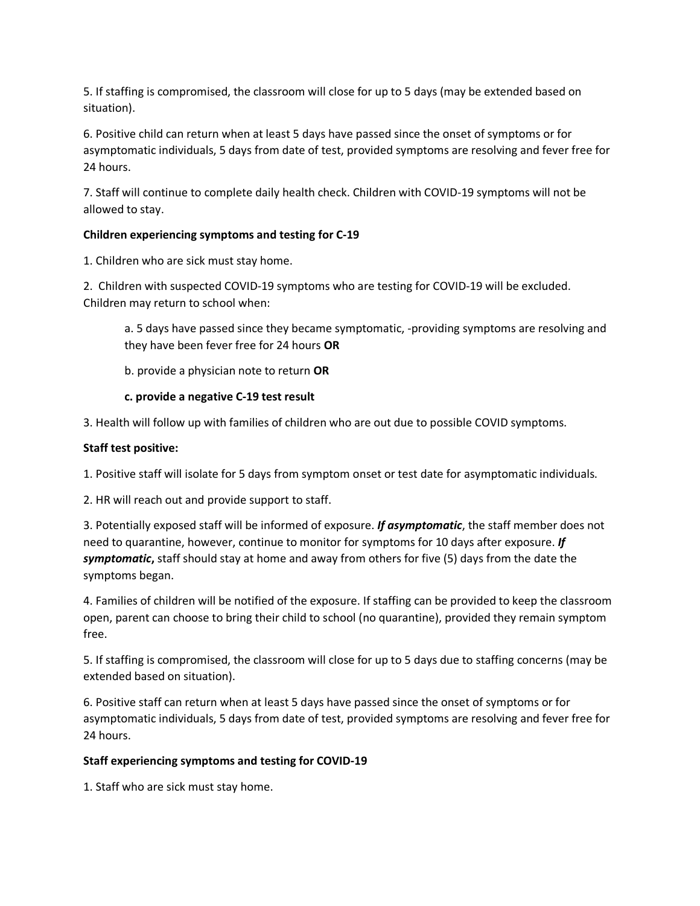5. If staffing is compromised, the classroom will close for up to 5 days (may be extended based on situation).

6. Positive child can return when at least 5 days have passed since the onset of symptoms or for asymptomatic individuals, 5 days from date of test, provided symptoms are resolving and fever free for 24 hours.

7. Staff will continue to complete daily health check. Children with COVID-19 symptoms will not be allowed to stay.

**Children experiencing symptoms and testing for C-19**

1. Children who are sick must stay home.

2. Children with suspected COVID-19 symptoms who are testing for COVID-19 will be excluded. Children may return to school when:

   a. 5 days have passed since they became symptomatic, -providing symptoms are resolving and they have been fever free for 24 hours **OR**

   b. provide a physician note to return **OR**

   **c. provide a negative C-19 test result**

3. Health will follow up with families of children who are out due to possible COVID symptoms.

**Staff test positive:**

1. Positive staff will isolate for 5 days from symptom onset or test date for asymptomatic individuals.

2. HR will reach out and provide support to staff.

3. Potentially exposed staff will be informed of exposure. ***If asymptomatic***, the staff member does not need to quarantine, however, continue to monitor for symptoms for 10 days after exposure. ***If symptomatic*****,** staff should stay at home and away from others for five (5) days from the date the symptoms began.

4. Families of children will be notified of the exposure. If staffing can be provided to keep the classroom open, parent can choose to bring their child to school (no quarantine), provided they remain symptom free.

5. If staffing is compromised, the classroom will close for up to 5 days due to staffing concerns (may be extended based on situation).

6. Positive staff can return when at least 5 days have passed since the onset of symptoms or for asymptomatic individuals, 5 days from date of test, provided symptoms are resolving and fever free for 24 hours.

**Staff experiencing symptoms and testing for COVID-19**

1. Staff who are sick must stay home.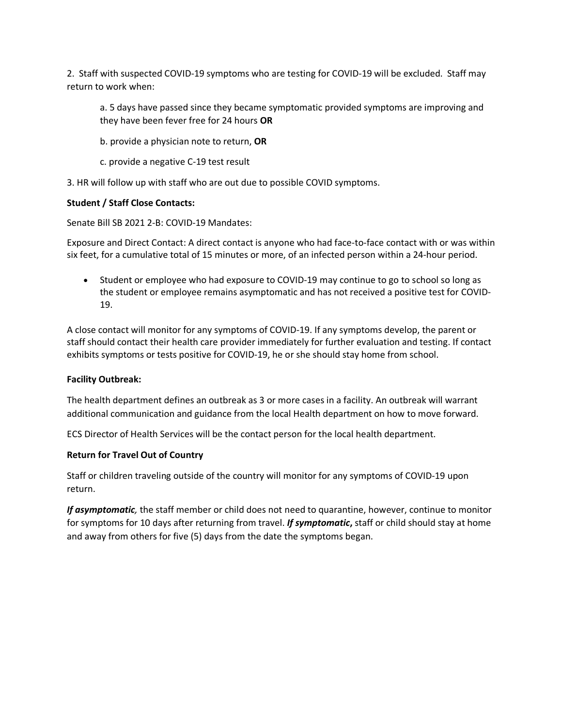2. Staff with suspected COVID-19 symptoms who are testing for COVID-19 will be excluded. Staff may return to work when:

    a. 5 days have passed since they became symptomatic provided symptoms are improving and they have been fever free for 24 hours **OR**

    b. provide a physician note to return, **OR**

    c. provide a negative C-19 test result

3. HR will follow up with staff who are out due to possible COVID symptoms.

**Student / Staff Close Contacts:**

Senate Bill SB 2021 2-B: COVID-19 Mandates:

Exposure and Direct Contact: A direct contact is anyone who had face-to-face contact with or was within six feet, for a cumulative total of 15 minutes or more, of an infected person within a 24-hour period.

- Student or employee who had exposure to COVID-19 may continue to go to school so long as the student or employee remains asymptomatic and has not received a positive test for COVID-19.

A close contact will monitor for any symptoms of COVID-19. If any symptoms develop, the parent or staff should contact their health care provider immediately for further evaluation and testing. If contact exhibits symptoms or tests positive for COVID-19, he or she should stay home from school.

**Facility Outbreak:**

The health department defines an outbreak as 3 or more cases in a facility. An outbreak will warrant additional communication and guidance from the local Health department on how to move forward.

ECS Director of Health Services will be the contact person for the local health department.

**Return for Travel Out of Country**

Staff or children traveling outside of the country will monitor for any symptoms of COVID-19 upon return.

***If asymptomatic,*** the staff member or child does not need to quarantine, however, continue to monitor for symptoms for 10 days after returning from travel. ***If symptomatic*****,** staff or child should stay at home and away from others for five (5) days from the date the symptoms began.